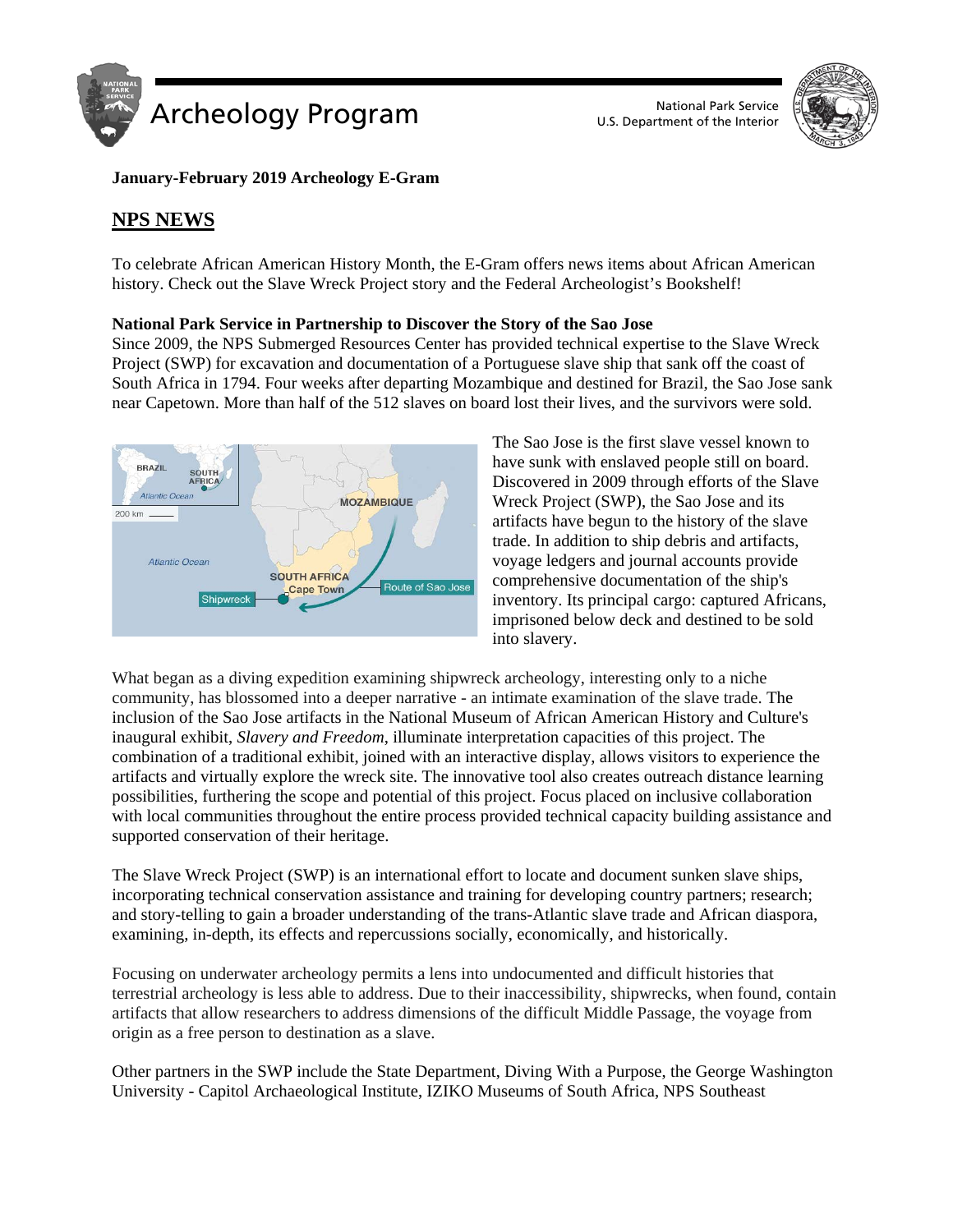# Archeology Program

National Park Service
U.S. Department of the Interior

**January-February 2019 Archeology E-Gram**

## NPS NEWS

To celebrate African American History Month, the E-Gram offers news items about African American history. Check out the Slave Wreck Project story and the Federal Archeologist's Bookshelf!

**National Park Service in Partnership to Discover the Story of the Sao Jose**

Since 2009, the NPS Submerged Resources Center has provided technical expertise to the Slave Wreck Project (SWP) for excavation and documentation of a Portuguese slave ship that sank off the coast of South Africa in 1794. Four weeks after departing Mozambique and destined for Brazil, the Sao Jose sank near Capetown. More than half of the 512 slaves on board lost their lives, and the survivors were sold.

The Sao Jose is the first slave vessel known to have sunk with enslaved people still on board. Discovered in 2009 through efforts of the Slave Wreck Project (SWP), the Sao Jose and its artifacts have begun to the history of the slave trade. In addition to ship debris and artifacts, voyage ledgers and journal accounts provide comprehensive documentation of the ship's inventory. Its principal cargo: captured Africans, imprisoned below deck and destined to be sold into slavery.

What began as a diving expedition examining shipwreck archeology, interesting only to a niche community, has blossomed into a deeper narrative - an intimate examination of the slave trade. The inclusion of the Sao Jose artifacts in the National Museum of African American History and Culture's inaugural exhibit, *Slavery and Freedom*, illuminate interpretation capacities of this project. The combination of a traditional exhibit, joined with an interactive display, allows visitors to experience the artifacts and virtually explore the wreck site. The innovative tool also creates outreach distance learning possibilities, furthering the scope and potential of this project. Focus placed on inclusive collaboration with local communities throughout the entire process provided technical capacity building assistance and supported conservation of their heritage.

The Slave Wreck Project (SWP) is an international effort to locate and document sunken slave ships, incorporating technical conservation assistance and training for developing country partners; research; and story-telling to gain a broader understanding of the trans-Atlantic slave trade and African diaspora, examining, in-depth, its effects and repercussions socially, economically, and historically.

Focusing on underwater archeology permits a lens into undocumented and difficult histories that terrestrial archeology is less able to address. Due to their inaccessibility, shipwrecks, when found, contain artifacts that allow researchers to address dimensions of the difficult Middle Passage, the voyage from origin as a free person to destination as a slave.

Other partners in the SWP include the State Department, Diving With a Purpose, the George Washington University - Capitol Archaeological Institute, IZIKO Museums of South Africa, NPS Southeast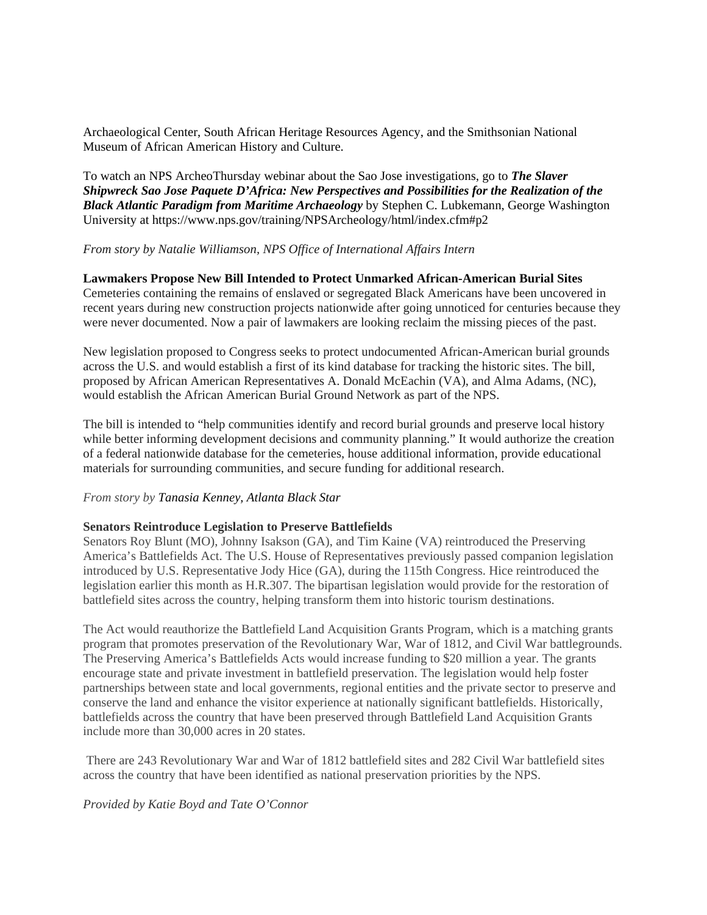Archaeological Center, South African Heritage Resources Agency, and the Smithsonian National Museum of African American History and Culture.

To watch an NPS ArcheoThursday webinar about the Sao Jose investigations, go to ***The Slaver Shipwreck Sao Jose Paquete D'Africa: New Perspectives and Possibilities for the Realization of the Black Atlantic Paradigm from Maritime Archaeology*** by Stephen C. Lubkemann, George Washington University at https://www.nps.gov/training/NPSArcheology/html/index.cfm#p2

*From story by Natalie Williamson, NPS Office of International Affairs Intern*

**Lawmakers Propose New Bill Intended to Protect Unmarked African-American Burial Sites**
Cemeteries containing the remains of enslaved or segregated Black Americans have been uncovered in recent years during new construction projects nationwide after going unnoticed for centuries because they were never documented. Now a pair of lawmakers are looking reclaim the missing pieces of the past.

New legislation proposed to Congress seeks to protect undocumented African-American burial grounds across the U.S. and would establish a first of its kind database for tracking the historic sites. The bill, proposed by African American Representatives A. Donald McEachin (VA), and Alma Adams, (NC), would establish the African American Burial Ground Network as part of the NPS.

The bill is intended to "help communities identify and record burial grounds and preserve local history while better informing development decisions and community planning." It would authorize the creation of a federal nationwide database for the cemeteries, house additional information, provide educational materials for surrounding communities, and secure funding for additional research.

*From story by Tanasia Kenney, Atlanta Black Star*

**Senators Reintroduce Legislation to Preserve Battlefields**
Senators Roy Blunt (MO), Johnny Isakson (GA), and Tim Kaine (VA) reintroduced the Preserving America's Battlefields Act. The U.S. House of Representatives previously passed companion legislation introduced by U.S. Representative Jody Hice (GA), during the 115th Congress. Hice reintroduced the legislation earlier this month as H.R.307. The bipartisan legislation would provide for the restoration of battlefield sites across the country, helping transform them into historic tourism destinations.

The Act would reauthorize the Battlefield Land Acquisition Grants Program, which is a matching grants program that promotes preservation of the Revolutionary War, War of 1812, and Civil War battlegrounds. The Preserving America's Battlefields Acts would increase funding to $20 million a year. The grants encourage state and private investment in battlefield preservation. The legislation would help foster partnerships between state and local governments, regional entities and the private sector to preserve and conserve the land and enhance the visitor experience at nationally significant battlefields. Historically, battlefields across the country that have been preserved through Battlefield Land Acquisition Grants include more than 30,000 acres in 20 states.

There are 243 Revolutionary War and War of 1812 battlefield sites and 282 Civil War battlefield sites across the country that have been identified as national preservation priorities by the NPS.

*Provided by Katie Boyd and Tate O'Connor*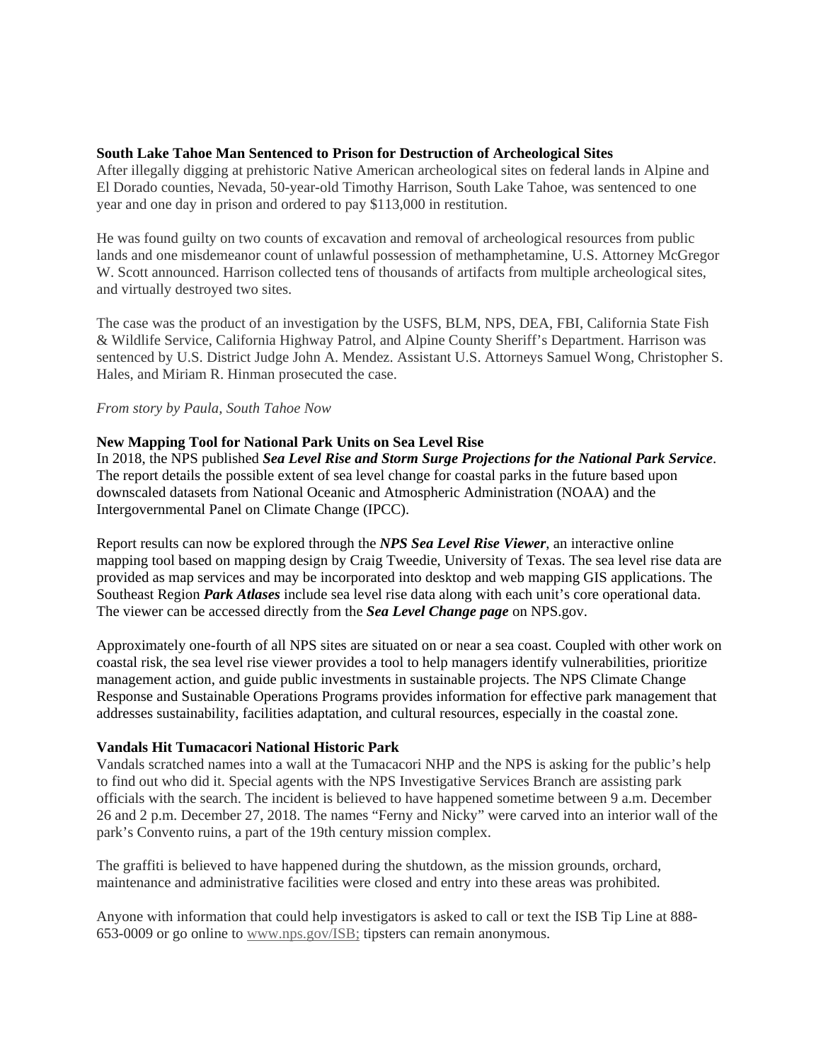**South Lake Tahoe Man Sentenced to Prison for Destruction of Archeological Sites**

After illegally digging at prehistoric Native American archeological sites on federal lands in Alpine and El Dorado counties, Nevada, 50-year-old Timothy Harrison, South Lake Tahoe, was sentenced to one year and one day in prison and ordered to pay $113,000 in restitution.

He was found guilty on two counts of excavation and removal of archeological resources from public lands and one misdemeanor count of unlawful possession of methamphetamine, U.S. Attorney McGregor W. Scott announced. Harrison collected tens of thousands of artifacts from multiple archeological sites, and virtually destroyed two sites.

The case was the product of an investigation by the USFS, BLM, NPS, DEA, FBI, California State Fish & Wildlife Service, California Highway Patrol, and Alpine County Sheriff's Department. Harrison was sentenced by U.S. District Judge John A. Mendez. Assistant U.S. Attorneys Samuel Wong, Christopher S. Hales, and Miriam R. Hinman prosecuted the case.

*From story by Paula, South Tahoe Now*

**New Mapping Tool for National Park Units on Sea Level Rise**

In 2018, the NPS published ***Sea Level Rise and Storm Surge Projections for the National Park Service***. The report details the possible extent of sea level change for coastal parks in the future based upon downscaled datasets from National Oceanic and Atmospheric Administration (NOAA) and the Intergovernmental Panel on Climate Change (IPCC).

Report results can now be explored through the ***NPS Sea Level Rise Viewer***, an interactive online mapping tool based on mapping design by Craig Tweedie, University of Texas. The sea level rise data are provided as map services and may be incorporated into desktop and web mapping GIS applications. The Southeast Region ***Park Atlases*** include sea level rise data along with each unit's core operational data. The viewer can be accessed directly from the ***Sea Level Change page*** on NPS.gov.

Approximately one-fourth of all NPS sites are situated on or near a sea coast. Coupled with other work on coastal risk, the sea level rise viewer provides a tool to help managers identify vulnerabilities, prioritize management action, and guide public investments in sustainable projects. The NPS Climate Change Response and Sustainable Operations Programs provides information for effective park management that addresses sustainability, facilities adaptation, and cultural resources, especially in the coastal zone.

**Vandals Hit Tumacacori National Historic Park**

Vandals scratched names into a wall at the Tumacacori NHP and the NPS is asking for the public's help to find out who did it. Special agents with the NPS Investigative Services Branch are assisting park officials with the search. The incident is believed to have happened sometime between 9 a.m. December 26 and 2 p.m. December 27, 2018. The names "Ferny and Nicky" were carved into an interior wall of the park's Convento ruins, a part of the 19th century mission complex.

The graffiti is believed to have happened during the shutdown, as the mission grounds, orchard, maintenance and administrative facilities were closed and entry into these areas was prohibited.

Anyone with information that could help investigators is asked to call or text the ISB Tip Line at 888-653-0009 or go online to www.nps.gov/ISB; tipsters can remain anonymous.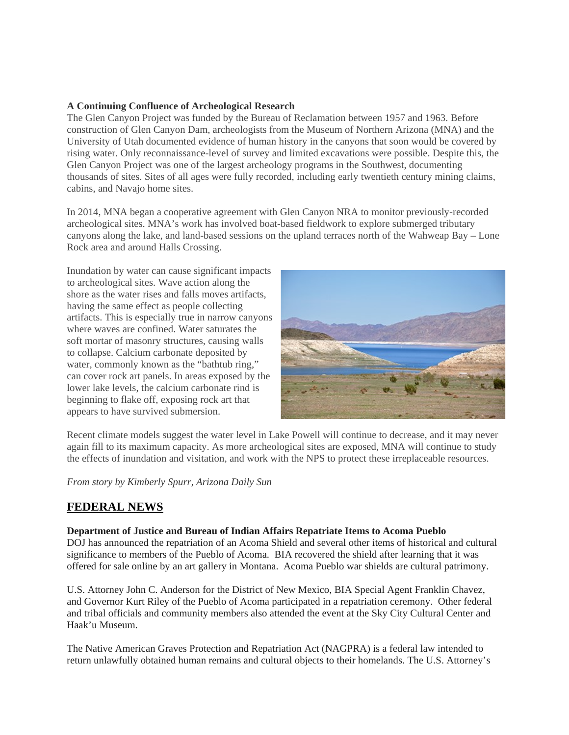**A Continuing Confluence of Archeological Research**

The Glen Canyon Project was funded by the Bureau of Reclamation between 1957 and 1963. Before construction of Glen Canyon Dam, archeologists from the Museum of Northern Arizona (MNA) and the University of Utah documented evidence of human history in the canyons that soon would be covered by rising water. Only reconnaissance-level of survey and limited excavations were possible. Despite this, the Glen Canyon Project was one of the largest archeology programs in the Southwest, documenting thousands of sites. Sites of all ages were fully recorded, including early twentieth century mining claims, cabins, and Navajo home sites.

In 2014, MNA began a cooperative agreement with Glen Canyon NRA to monitor previously-recorded archeological sites. MNA's work has involved boat-based fieldwork to explore submerged tributary canyons along the lake, and land-based sessions on the upland terraces north of the Wahweap Bay – Lone Rock area and around Halls Crossing.

Inundation by water can cause significant impacts to archeological sites. Wave action along the shore as the water rises and falls moves artifacts, having the same effect as people collecting artifacts. This is especially true in narrow canyons where waves are confined. Water saturates the soft mortar of masonry structures, causing walls to collapse. Calcium carbonate deposited by water, commonly known as the "bathtub ring," can cover rock art panels. In areas exposed by the lower lake levels, the calcium carbonate rind is beginning to flake off, exposing rock art that appears to have survived submersion.

Recent climate models suggest the water level in Lake Powell will continue to decrease, and it may never again fill to its maximum capacity. As more archeological sites are exposed, MNA will continue to study the effects of inundation and visitation, and work with the NPS to protect these irreplaceable resources.

*From story by Kimberly Spurr, Arizona Daily Sun*

## FEDERAL NEWS

**Department of Justice and Bureau of Indian Affairs Repatriate Items to Acoma Pueblo**

DOJ has announced the repatriation of an Acoma Shield and several other items of historical and cultural significance to members of the Pueblo of Acoma. BIA recovered the shield after learning that it was offered for sale online by an art gallery in Montana. Acoma Pueblo war shields are cultural patrimony.

U.S. Attorney John C. Anderson for the District of New Mexico, BIA Special Agent Franklin Chavez, and Governor Kurt Riley of the Pueblo of Acoma participated in a repatriation ceremony. Other federal and tribal officials and community members also attended the event at the Sky City Cultural Center and Haak'u Museum.

The Native American Graves Protection and Repatriation Act (NAGPRA) is a federal law intended to return unlawfully obtained human remains and cultural objects to their homelands. The U.S. Attorney's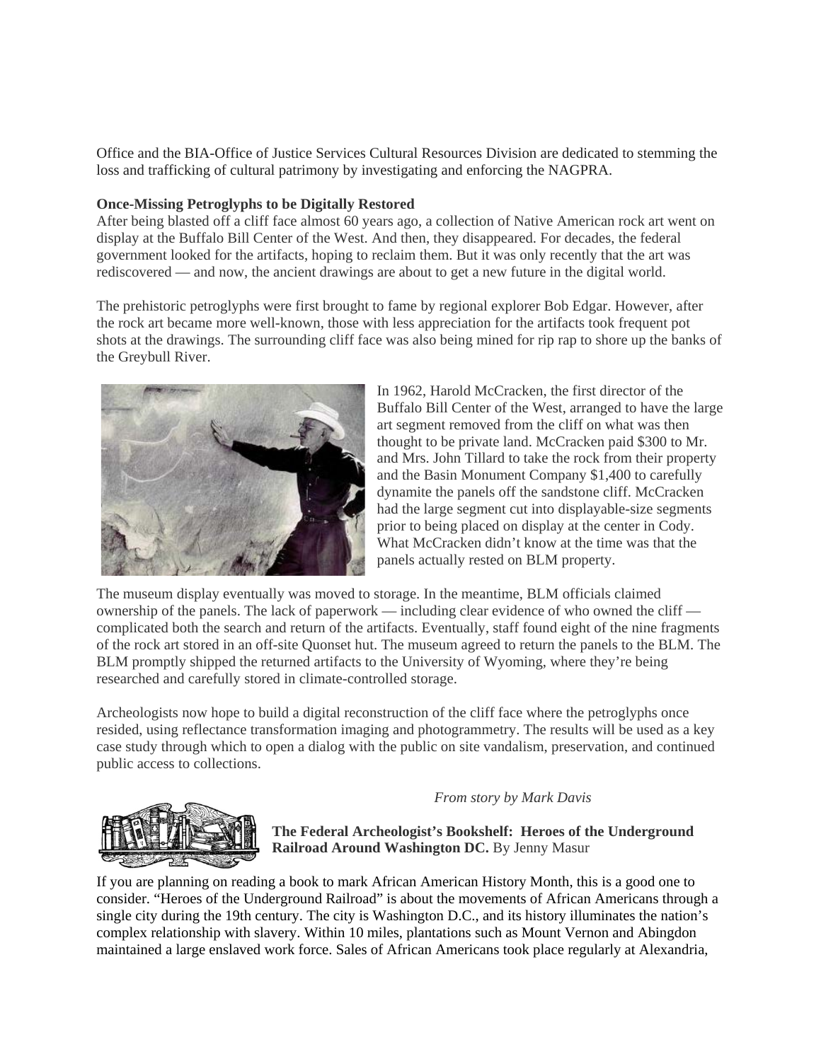Office and the BIA-Office of Justice Services Cultural Resources Division are dedicated to stemming the loss and trafficking of cultural patrimony by investigating and enforcing the NAGPRA.

**Once-Missing Petroglyphs to be Digitally Restored**

After being blasted off a cliff face almost 60 years ago, a collection of Native American rock art went on display at the Buffalo Bill Center of the West. And then, they disappeared. For decades, the federal government looked for the artifacts, hoping to reclaim them. But it was only recently that the art was rediscovered — and now, the ancient drawings are about to get a new future in the digital world.

The prehistoric petroglyphs were first brought to fame by regional explorer Bob Edgar. However, after the rock art became more well-known, those with less appreciation for the artifacts took frequent pot shots at the drawings. The surrounding cliff face was also being mined for rip rap to shore up the banks of the Greybull River.

In 1962, Harold McCracken, the first director of the Buffalo Bill Center of the West, arranged to have the large art segment removed from the cliff on what was then thought to be private land. McCracken paid $300 to Mr. and Mrs. John Tillard to take the rock from their property and the Basin Monument Company $1,400 to carefully dynamite the panels off the sandstone cliff. McCracken had the large segment cut into displayable-size segments prior to being placed on display at the center in Cody. What McCracken didn't know at the time was that the panels actually rested on BLM property.

The museum display eventually was moved to storage. In the meantime, BLM officials claimed ownership of the panels. The lack of paperwork — including clear evidence of who owned the cliff — complicated both the search and return of the artifacts. Eventually, staff found eight of the nine fragments of the rock art stored in an off-site Quonset hut. The museum agreed to return the panels to the BLM. The BLM promptly shipped the returned artifacts to the University of Wyoming, where they're being researched and carefully stored in climate-controlled storage.

Archeologists now hope to build a digital reconstruction of the cliff face where the petroglyphs once resided, using reflectance transformation imaging and photogrammetry. The results will be used as a key case study through which to open a dialog with the public on site vandalism, preservation, and continued public access to collections.

*From story by Mark Davis*

**The Federal Archeologist's Bookshelf: Heroes of the Underground Railroad Around Washington DC.** By Jenny Masur

If you are planning on reading a book to mark African American History Month, this is a good one to consider. "Heroes of the Underground Railroad" is about the movements of African Americans through a single city during the 19th century. The city is Washington D.C., and its history illuminates the nation's complex relationship with slavery. Within 10 miles, plantations such as Mount Vernon and Abingdon maintained a large enslaved work force. Sales of African Americans took place regularly at Alexandria,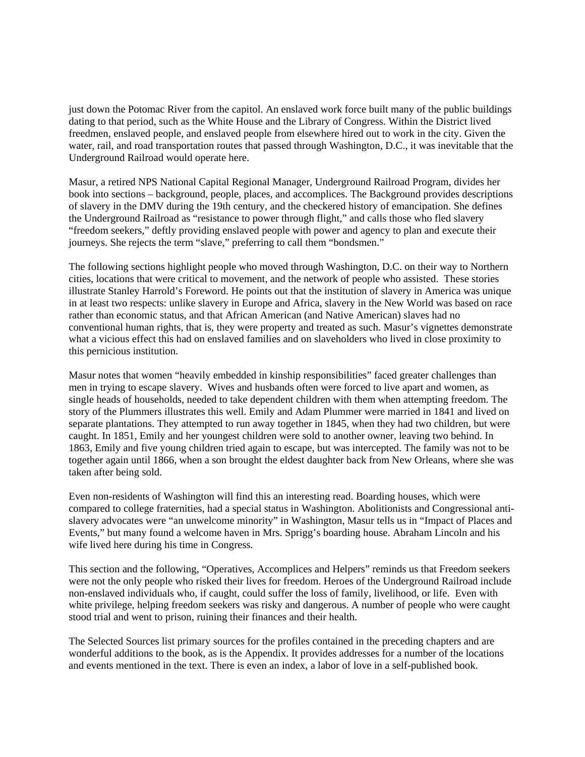just down the Potomac River from the capitol. An enslaved work force built many of the public buildings dating to that period, such as the White House and the Library of Congress. Within the District lived freedmen, enslaved people, and enslaved people from elsewhere hired out to work in the city. Given the water, rail, and road transportation routes that passed through Washington, D.C., it was inevitable that the Underground Railroad would operate here.

Masur, a retired NPS National Capital Regional Manager, Underground Railroad Program, divides her book into sections – background, people, places, and accomplices. The Background provides descriptions of slavery in the DMV during the 19th century, and the checkered history of emancipation. She defines the Underground Railroad as "resistance to power through flight," and calls those who fled slavery "freedom seekers," deftly providing enslaved people with power and agency to plan and execute their journeys. She rejects the term "slave," preferring to call them "bondsmen."

The following sections highlight people who moved through Washington, D.C. on their way to Northern cities, locations that were critical to movement, and the network of people who assisted. These stories illustrate Stanley Harrold's Foreword. He points out that the institution of slavery in America was unique in at least two respects: unlike slavery in Europe and Africa, slavery in the New World was based on race rather than economic status, and that African American (and Native American) slaves had no conventional human rights, that is, they were property and treated as such. Masur's vignettes demonstrate what a vicious effect this had on enslaved families and on slaveholders who lived in close proximity to this pernicious institution.

Masur notes that women "heavily embedded in kinship responsibilities" faced greater challenges than men in trying to escape slavery. Wives and husbands often were forced to live apart and women, as single heads of households, needed to take dependent children with them when attempting freedom. The story of the Plummers illustrates this well. Emily and Adam Plummer were married in 1841 and lived on separate plantations. They attempted to run away together in 1845, when they had two children, but were caught. In 1851, Emily and her youngest children were sold to another owner, leaving two behind. In 1863, Emily and five young children tried again to escape, but was intercepted. The family was not to be together again until 1866, when a son brought the eldest daughter back from New Orleans, where she was taken after being sold.

Even non-residents of Washington will find this an interesting read. Boarding houses, which were compared to college fraternities, had a special status in Washington. Abolitionists and Congressional anti-slavery advocates were "an unwelcome minority" in Washington, Masur tells us in "Impact of Places and Events," but many found a welcome haven in Mrs. Sprigg's boarding house. Abraham Lincoln and his wife lived here during his time in Congress.

This section and the following, "Operatives, Accomplices and Helpers" reminds us that Freedom seekers were not the only people who risked their lives for freedom. Heroes of the Underground Railroad include non-enslaved individuals who, if caught, could suffer the loss of family, livelihood, or life. Even with white privilege, helping freedom seekers was risky and dangerous. A number of people who were caught stood trial and went to prison, ruining their finances and their health.

The Selected Sources list primary sources for the profiles contained in the preceding chapters and are wonderful additions to the book, as is the Appendix. It provides addresses for a number of the locations and events mentioned in the text. There is even an index, a labor of love in a self-published book.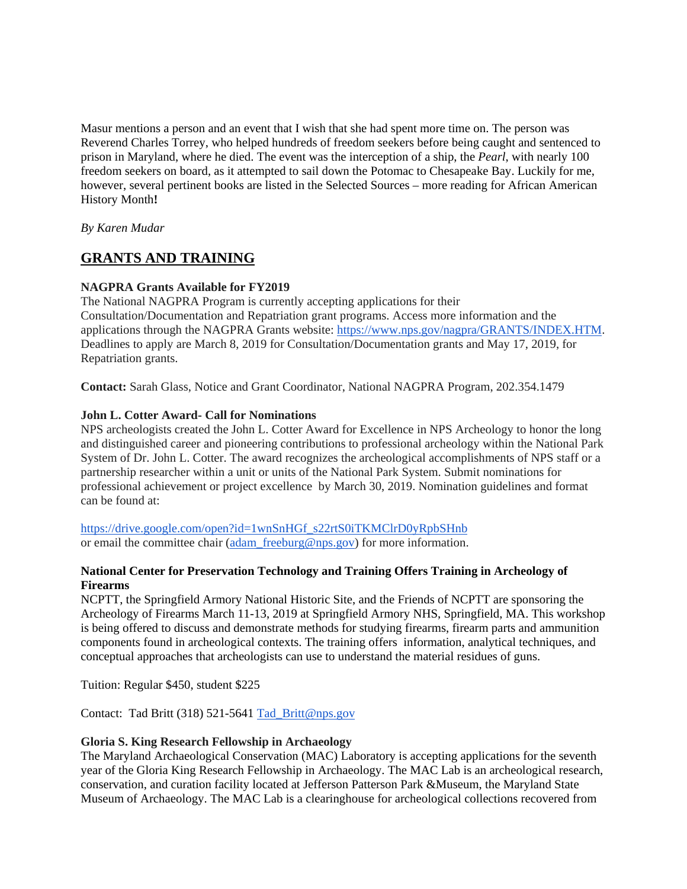Masur mentions a person and an event that I wish that she had spent more time on. The person was Reverend Charles Torrey, who helped hundreds of freedom seekers before being caught and sentenced to prison in Maryland, where he died. The event was the interception of a ship, the *Pearl*, with nearly 100 freedom seekers on board, as it attempted to sail down the Potomac to Chesapeake Bay. Luckily for me, however, several pertinent books are listed in the Selected Sources – more reading for African American History Month**!**

*By Karen Mudar*

## GRANTS AND TRAINING

**NAGPRA Grants Available for FY2019**
The National NAGPRA Program is currently accepting applications for their Consultation/Documentation and Repatriation grant programs. Access more information and the applications through the NAGPRA Grants website: https://www.nps.gov/nagpra/GRANTS/INDEX.HTM. Deadlines to apply are March 8, 2019 for Consultation/Documentation grants and May 17, 2019, for Repatriation grants.

**Contact:** Sarah Glass, Notice and Grant Coordinator, National NAGPRA Program, 202.354.1479

**John L. Cotter Award- Call for Nominations**
NPS archeologists created the John L. Cotter Award for Excellence in NPS Archeology to honor the long and distinguished career and pioneering contributions to professional archeology within the National Park System of Dr. John L. Cotter. The award recognizes the archeological accomplishments of NPS staff or a partnership researcher within a unit or units of the National Park System. Submit nominations for professional achievement or project excellence by March 30, 2019. Nomination guidelines and format can be found at:

https://drive.google.com/open?id=1wnSnHGf_s22rtS0iTKMClrD0yRpbSHnb
or email the committee chair (adam_freeburg@nps.gov) for more information.

**National Center for Preservation Technology and Training Offers Training in Archeology of Firearms**
NCPTT, the Springfield Armory National Historic Site, and the Friends of NCPTT are sponsoring the Archeology of Firearms March 11-13, 2019 at Springfield Armory NHS, Springfield, MA. This workshop is being offered to discuss and demonstrate methods for studying firearms, firearm parts and ammunition components found in archeological contexts. The training offers information, analytical techniques, and conceptual approaches that archeologists can use to understand the material residues of guns.

Tuition: Regular $450, student $225

Contact: Tad Britt (318) 521-5641 Tad_Britt@nps.gov

**Gloria S. King Research Fellowship in Archaeology**
The Maryland Archaeological Conservation (MAC) Laboratory is accepting applications for the seventh year of the Gloria King Research Fellowship in Archaeology. The MAC Lab is an archeological research, conservation, and curation facility located at Jefferson Patterson Park &Museum, the Maryland State Museum of Archaeology. The MAC Lab is a clearinghouse for archeological collections recovered from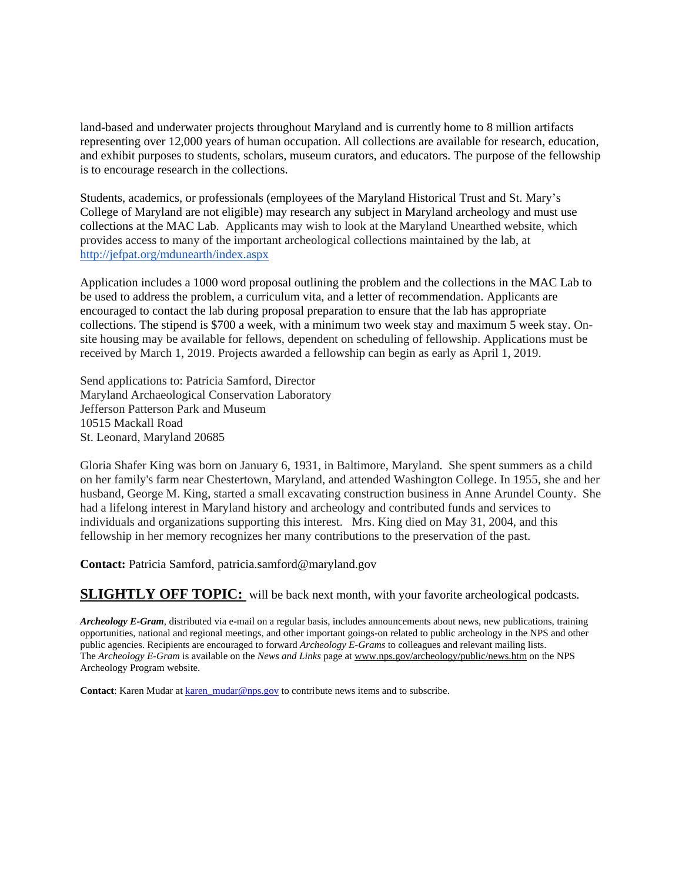land-based and underwater projects throughout Maryland and is currently home to 8 million artifacts representing over 12,000 years of human occupation. All collections are available for research, education, and exhibit purposes to students, scholars, museum curators, and educators. The purpose of the fellowship is to encourage research in the collections.

Students, academics, or professionals (employees of the Maryland Historical Trust and St. Mary's College of Maryland are not eligible) may research any subject in Maryland archeology and must use collections at the MAC Lab. Applicants may wish to look at the Maryland Unearthed website, which provides access to many of the important archeological collections maintained by the lab, at http://jefpat.org/mdunearth/index.aspx

Application includes a 1000 word proposal outlining the problem and the collections in the MAC Lab to be used to address the problem, a curriculum vita, and a letter of recommendation. Applicants are encouraged to contact the lab during proposal preparation to ensure that the lab has appropriate collections. The stipend is $700 a week, with a minimum two week stay and maximum 5 week stay. On-site housing may be available for fellows, dependent on scheduling of fellowship. Applications must be received by March 1, 2019. Projects awarded a fellowship can begin as early as April 1, 2019.

Send applications to: Patricia Samford, Director
Maryland Archaeological Conservation Laboratory
Jefferson Patterson Park and Museum
10515 Mackall Road
St. Leonard, Maryland 20685

Gloria Shafer King was born on January 6, 1931, in Baltimore, Maryland. She spent summers as a child on her family's farm near Chestertown, Maryland, and attended Washington College. In 1955, she and her husband, George M. King, started a small excavating construction business in Anne Arundel County. She had a lifelong interest in Maryland history and archeology and contributed funds and services to individuals and organizations supporting this interest. Mrs. King died on May 31, 2004, and this fellowship in her memory recognizes her many contributions to the preservation of the past.

**Contact:** Patricia Samford, patricia.samford@maryland.gov

**SLIGHTLY OFF TOPIC:** will be back next month, with your favorite archeological podcasts.

***Archeology E-Gram***, distributed via e-mail on a regular basis, includes announcements about news, new publications, training opportunities, national and regional meetings, and other important goings-on related to public archeology in the NPS and other public agencies. Recipients are encouraged to forward *Archeology E-Grams* to colleagues and relevant mailing lists. The *Archeology E-Gram* is available on the *News and Links* page at www.nps.gov/archeology/public/news.htm on the NPS Archeology Program website.

**Contact**: Karen Mudar at karen_mudar@nps.gov to contribute news items and to subscribe.